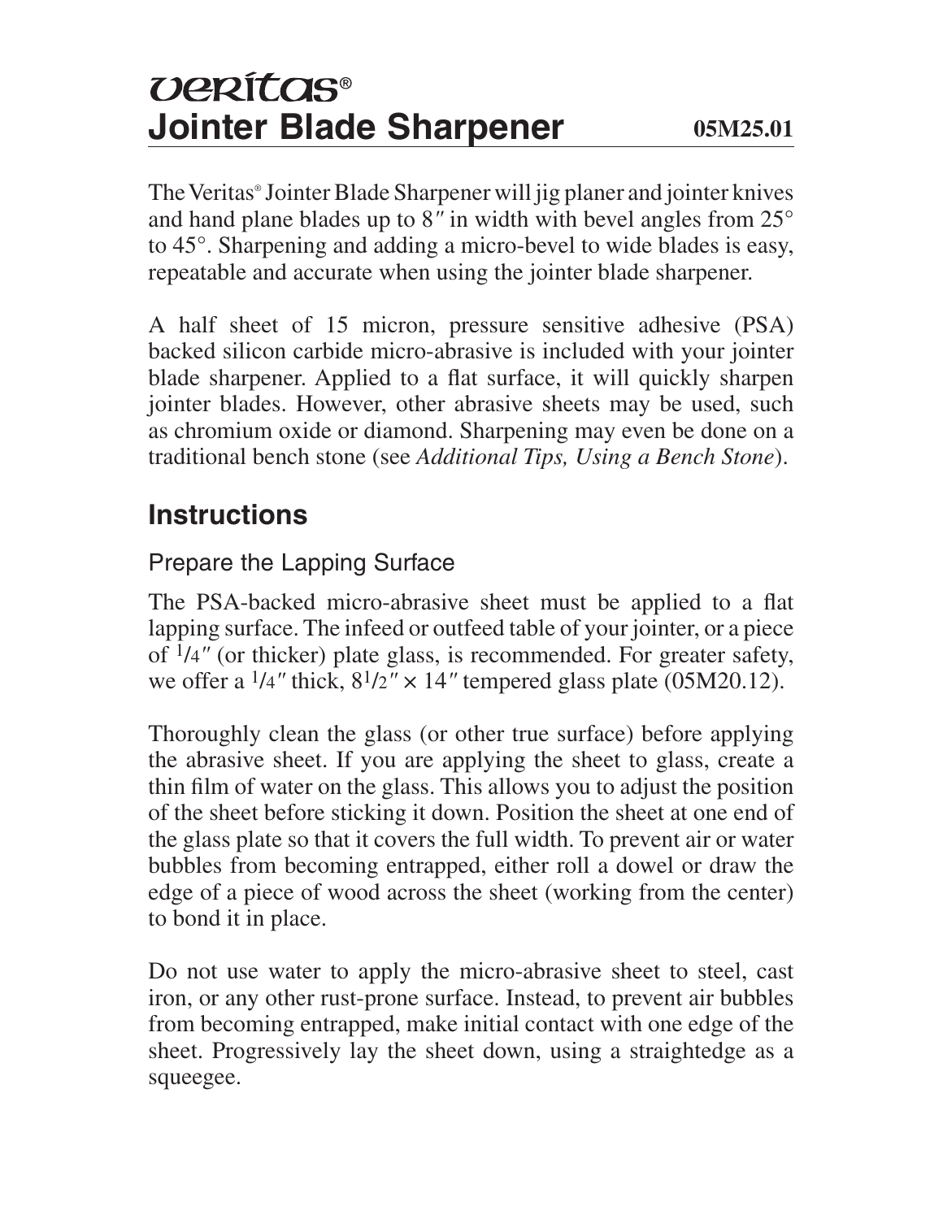# Veritas®
# Jointer Blade Sharpener

**05M25.01**

The Veritas® Jointer Blade Sharpener will jig planer and jointer knives and hand plane blades up to 8″ in width with bevel angles from 25° to 45°. Sharpening and adding a micro-bevel to wide blades is easy, repeatable and accurate when using the jointer blade sharpener.

A half sheet of 15 micron, pressure sensitive adhesive (PSA) backed silicon carbide micro-abrasive is included with your jointer blade sharpener. Applied to a flat surface, it will quickly sharpen jointer blades. However, other abrasive sheets may be used, such as chromium oxide or diamond. Sharpening may even be done on a traditional bench stone (see *Additional Tips, Using a Bench Stone*).

## Instructions

### Prepare the Lapping Surface

The PSA-backed micro-abrasive sheet must be applied to a flat lapping surface. The infeed or outfeed table of your jointer, or a piece of 1/4″ (or thicker) plate glass, is recommended. For greater safety, we offer a 1/4″ thick, 8 1/2″ × 14″ tempered glass plate (05M20.12).

Thoroughly clean the glass (or other true surface) before applying the abrasive sheet. If you are applying the sheet to glass, create a thin film of water on the glass. This allows you to adjust the position of the sheet before sticking it down. Position the sheet at one end of the glass plate so that it covers the full width. To prevent air or water bubbles from becoming entrapped, either roll a dowel or draw the edge of a piece of wood across the sheet (working from the center) to bond it in place.

Do not use water to apply the micro-abrasive sheet to steel, cast iron, or any other rust-prone surface. Instead, to prevent air bubbles from becoming entrapped, make initial contact with one edge of the sheet. Progressively lay the sheet down, using a straightedge as a squeegee.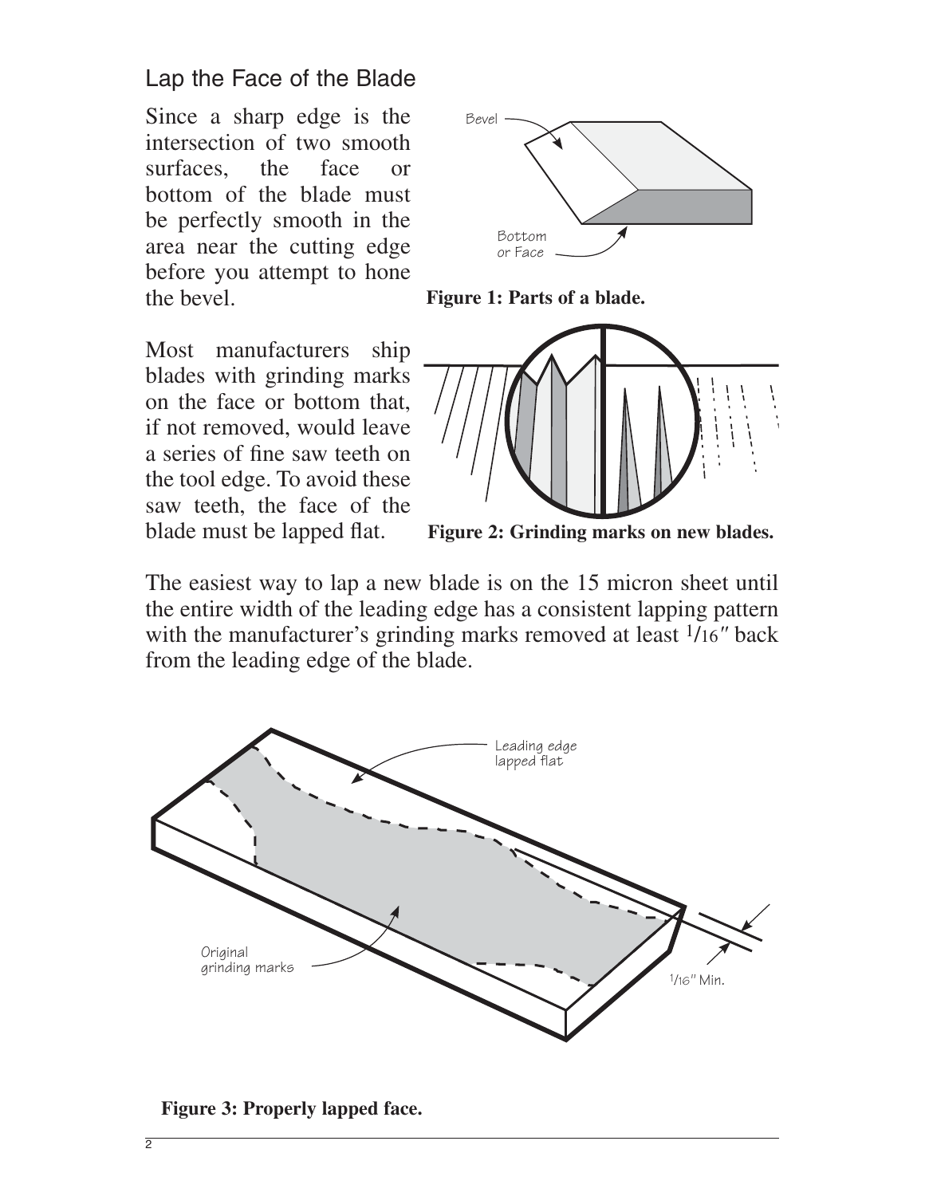## Lap the Face of the Blade

Since a sharp edge is the intersection of two smooth surfaces, the face or bottom of the blade must be perfectly smooth in the area near the cutting edge before you attempt to hone the bevel.

**Figure 1: Parts of a blade.**

Most manufacturers ship blades with grinding marks on the face or bottom that, if not removed, would leave a series of fine saw teeth on the tool edge. To avoid these saw teeth, the face of the blade must be lapped flat.

**Figure 2: Grinding marks on new blades.**

The easiest way to lap a new blade is on the 15 micron sheet until the entire width of the leading edge has a consistent lapping pattern with the manufacturer's grinding marks removed at least 1/16″ back from the leading edge of the blade.

**Figure 3: Properly lapped face.**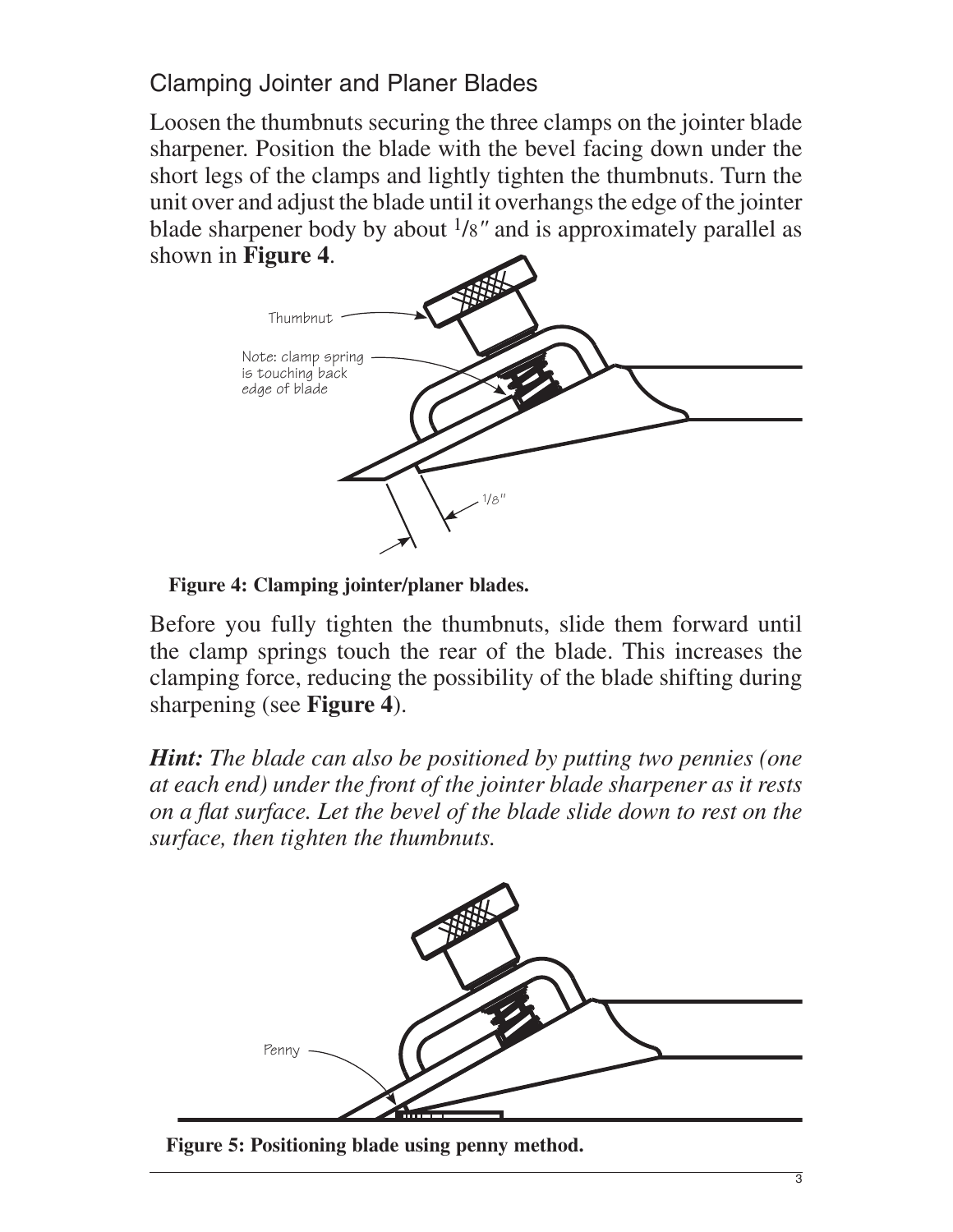## Clamping Jointer and Planer Blades

Loosen the thumbnuts securing the three clamps on the jointer blade sharpener. Position the blade with the bevel facing down under the short legs of the clamps and lightly tighten the thumbnuts. Turn the unit over and adjust the blade until it overhangs the edge of the jointer blade sharpener body by about 1/8″ and is approximately parallel as shown in **Figure 4**.

**Figure 4: Clamping jointer/planer blades.**

Before you fully tighten the thumbnuts, slide them forward until the clamp springs touch the rear of the blade. This increases the clamping force, reducing the possibility of the blade shifting during sharpening (see **Figure 4**).

***Hint:*** *The blade can also be positioned by putting two pennies (one at each end) under the front of the jointer blade sharpener as it rests on a flat surface. Let the bevel of the blade slide down to rest on the surface, then tighten the thumbnuts.*

**Figure 5: Positioning blade using penny method.**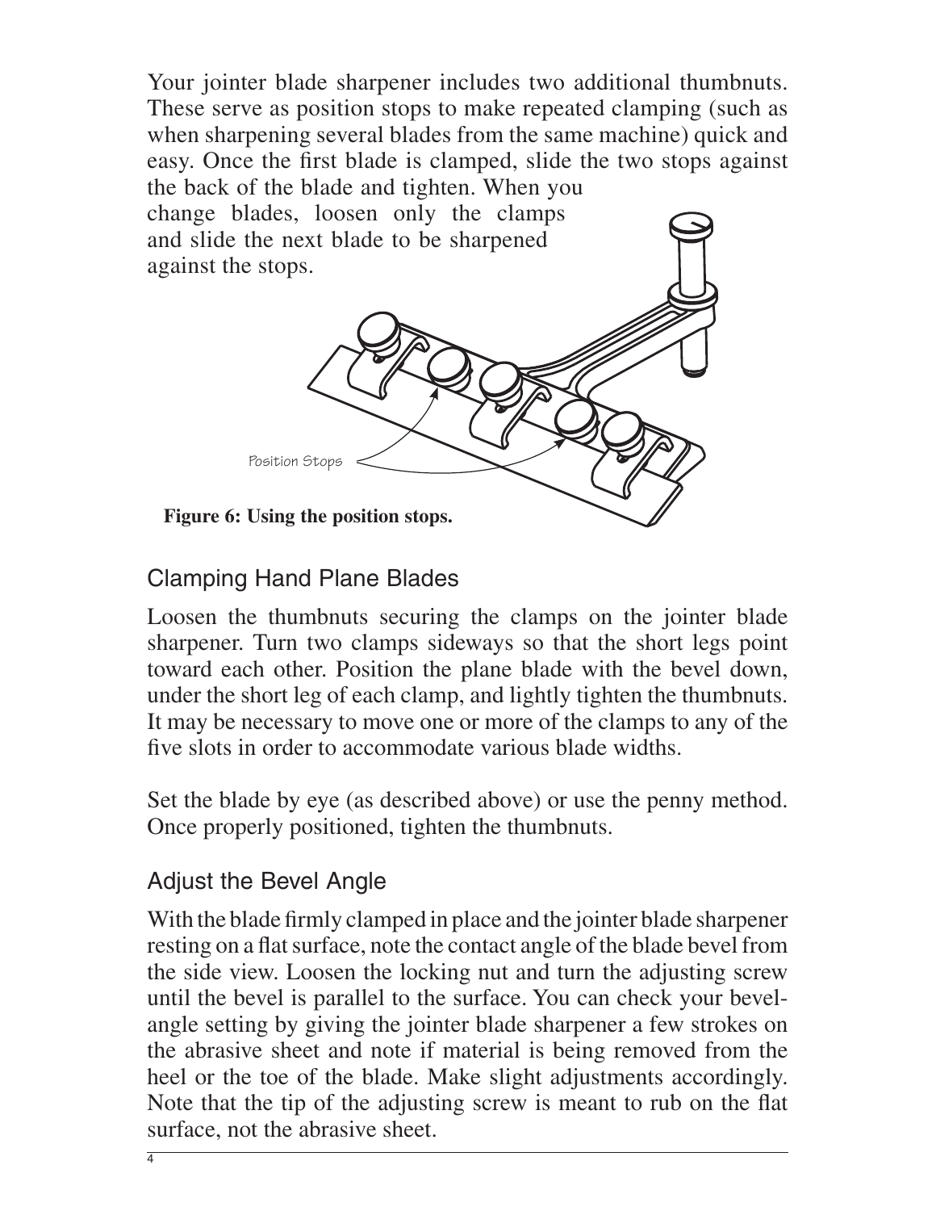Your jointer blade sharpener includes two additional thumbnuts. These serve as position stops to make repeated clamping (such as when sharpening several blades from the same machine) quick and easy. Once the first blade is clamped, slide the two stops against the back of the blade and tighten. When you change blades, loosen only the clamps and slide the next blade to be sharpened against the stops.

Position Stops

**Figure 6: Using the position stops.**

## Clamping Hand Plane Blades

Loosen the thumbnuts securing the clamps on the jointer blade sharpener. Turn two clamps sideways so that the short legs point toward each other. Position the plane blade with the bevel down, under the short leg of each clamp, and lightly tighten the thumbnuts. It may be necessary to move one or more of the clamps to any of the five slots in order to accommodate various blade widths.

Set the blade by eye (as described above) or use the penny method. Once properly positioned, tighten the thumbnuts.

## Adjust the Bevel Angle

With the blade firmly clamped in place and the jointer blade sharpener resting on a flat surface, note the contact angle of the blade bevel from the side view. Loosen the locking nut and turn the adjusting screw until the bevel is parallel to the surface. You can check your bevel-angle setting by giving the jointer blade sharpener a few strokes on the abrasive sheet and note if material is being removed from the heel or the toe of the blade. Make slight adjustments accordingly. Note that the tip of the adjusting screw is meant to rub on the flat surface, not the abrasive sheet.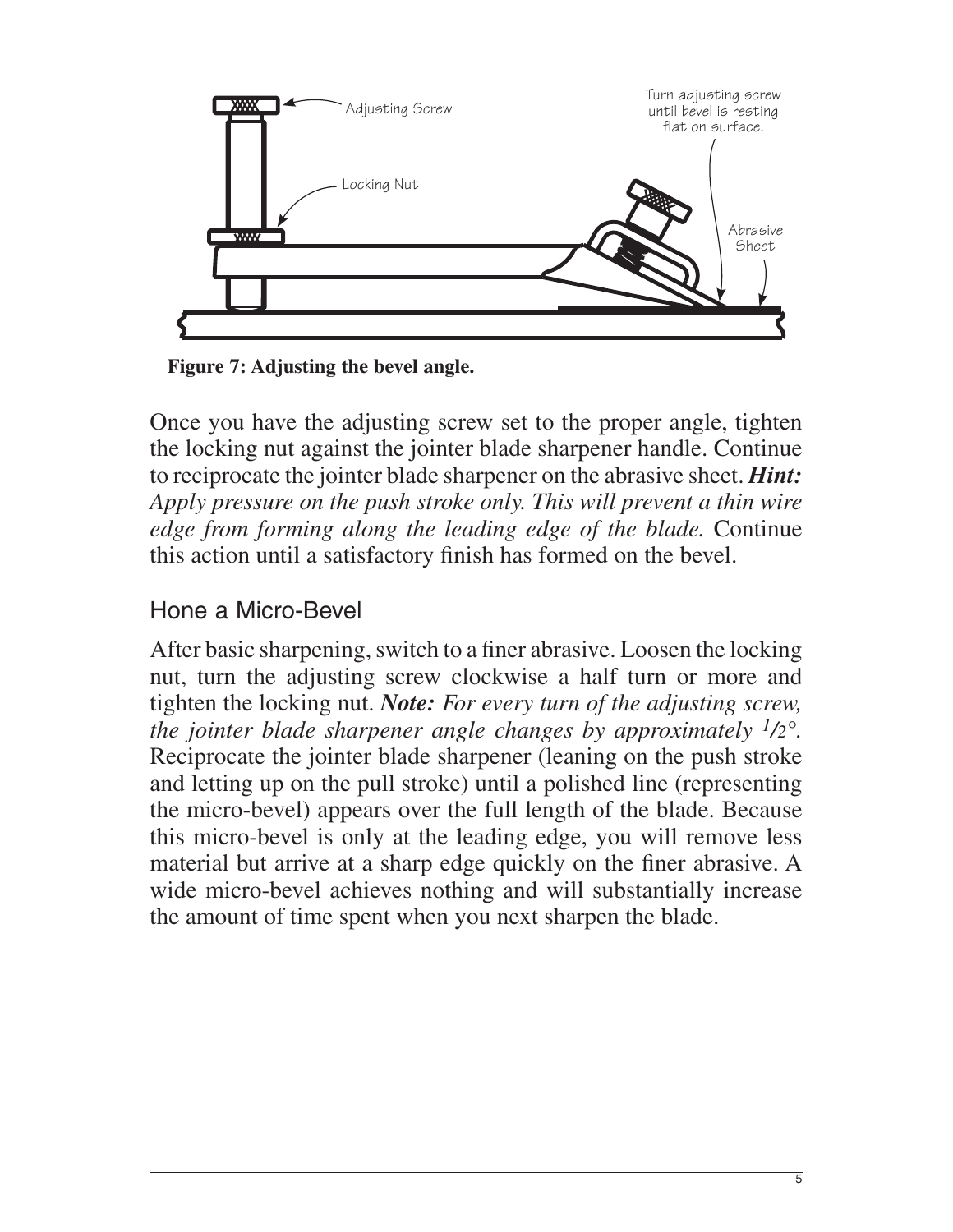**Figure 7: Adjusting the bevel angle.**

Once you have the adjusting screw set to the proper angle, tighten the locking nut against the jointer blade sharpener handle. Continue to reciprocate the jointer blade sharpener on the abrasive sheet. ***Hint:*** *Apply pressure on the push stroke only. This will prevent a thin wire edge from forming along the leading edge of the blade.* Continue this action until a satisfactory finish has formed on the bevel.

## Hone a Micro-Bevel

After basic sharpening, switch to a finer abrasive. Loosen the locking nut, turn the adjusting screw clockwise a half turn or more and tighten the locking nut. ***Note:*** *For every turn of the adjusting screw, the jointer blade sharpener angle changes by approximately 1/2°.* Reciprocate the jointer blade sharpener (leaning on the push stroke and letting up on the pull stroke) until a polished line (representing the micro-bevel) appears over the full length of the blade. Because this micro-bevel is only at the leading edge, you will remove less material but arrive at a sharp edge quickly on the finer abrasive. A wide micro-bevel achieves nothing and will substantially increase the amount of time spent when you next sharpen the blade.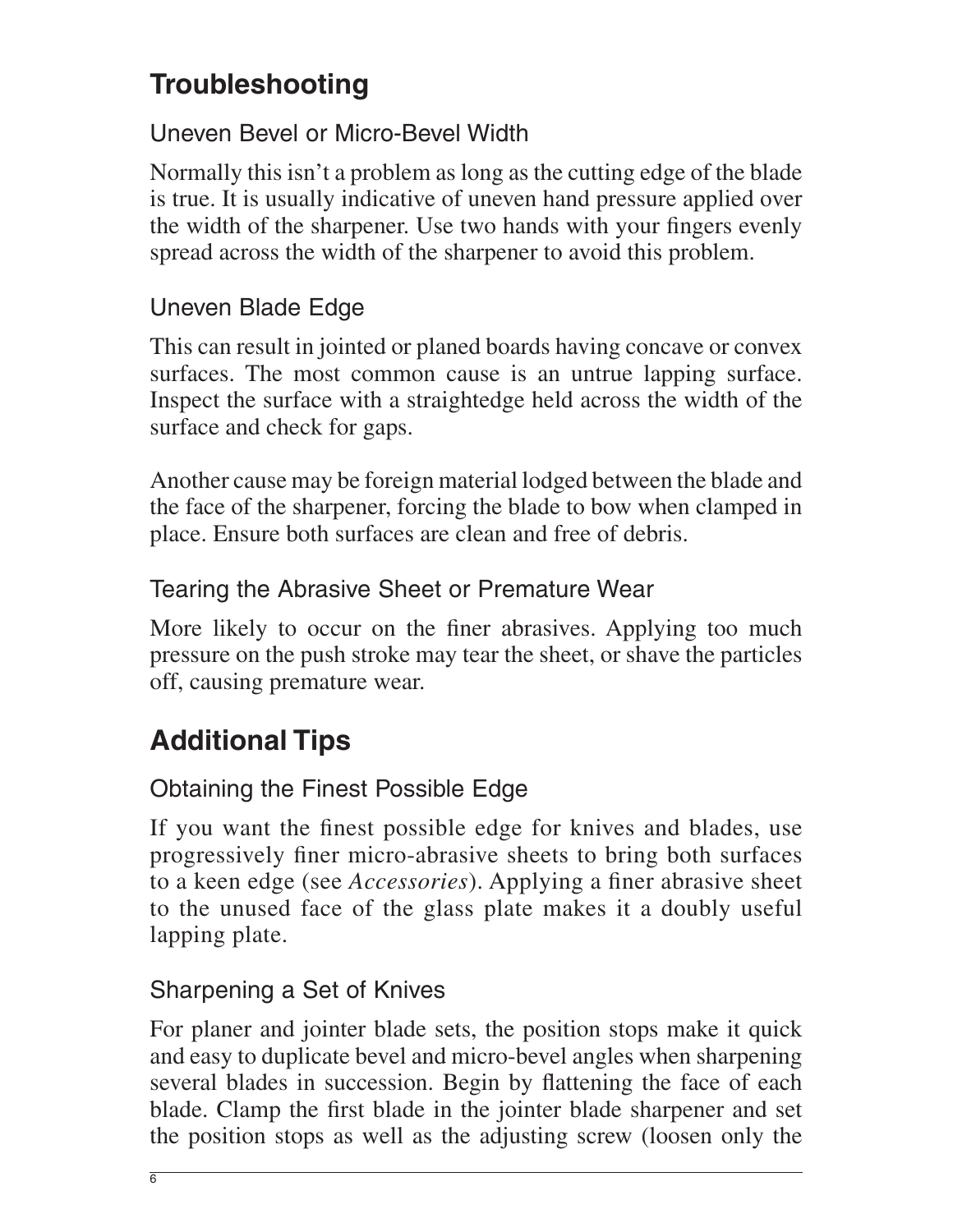## Troubleshooting

### Uneven Bevel or Micro-Bevel Width

Normally this isn't a problem as long as the cutting edge of the blade is true. It is usually indicative of uneven hand pressure applied over the width of the sharpener. Use two hands with your fingers evenly spread across the width of the sharpener to avoid this problem.

### Uneven Blade Edge

This can result in jointed or planed boards having concave or convex surfaces. The most common cause is an untrue lapping surface. Inspect the surface with a straightedge held across the width of the surface and check for gaps.

Another cause may be foreign material lodged between the blade and the face of the sharpener, forcing the blade to bow when clamped in place. Ensure both surfaces are clean and free of debris.

### Tearing the Abrasive Sheet or Premature Wear

More likely to occur on the finer abrasives. Applying too much pressure on the push stroke may tear the sheet, or shave the particles off, causing premature wear.

## Additional Tips

### Obtaining the Finest Possible Edge

If you want the finest possible edge for knives and blades, use progressively finer micro-abrasive sheets to bring both surfaces to a keen edge (see *Accessories*). Applying a finer abrasive sheet to the unused face of the glass plate makes it a doubly useful lapping plate.

### Sharpening a Set of Knives

For planer and jointer blade sets, the position stops make it quick and easy to duplicate bevel and micro-bevel angles when sharpening several blades in succession. Begin by flattening the face of each blade. Clamp the first blade in the jointer blade sharpener and set the position stops as well as the adjusting screw (loosen only the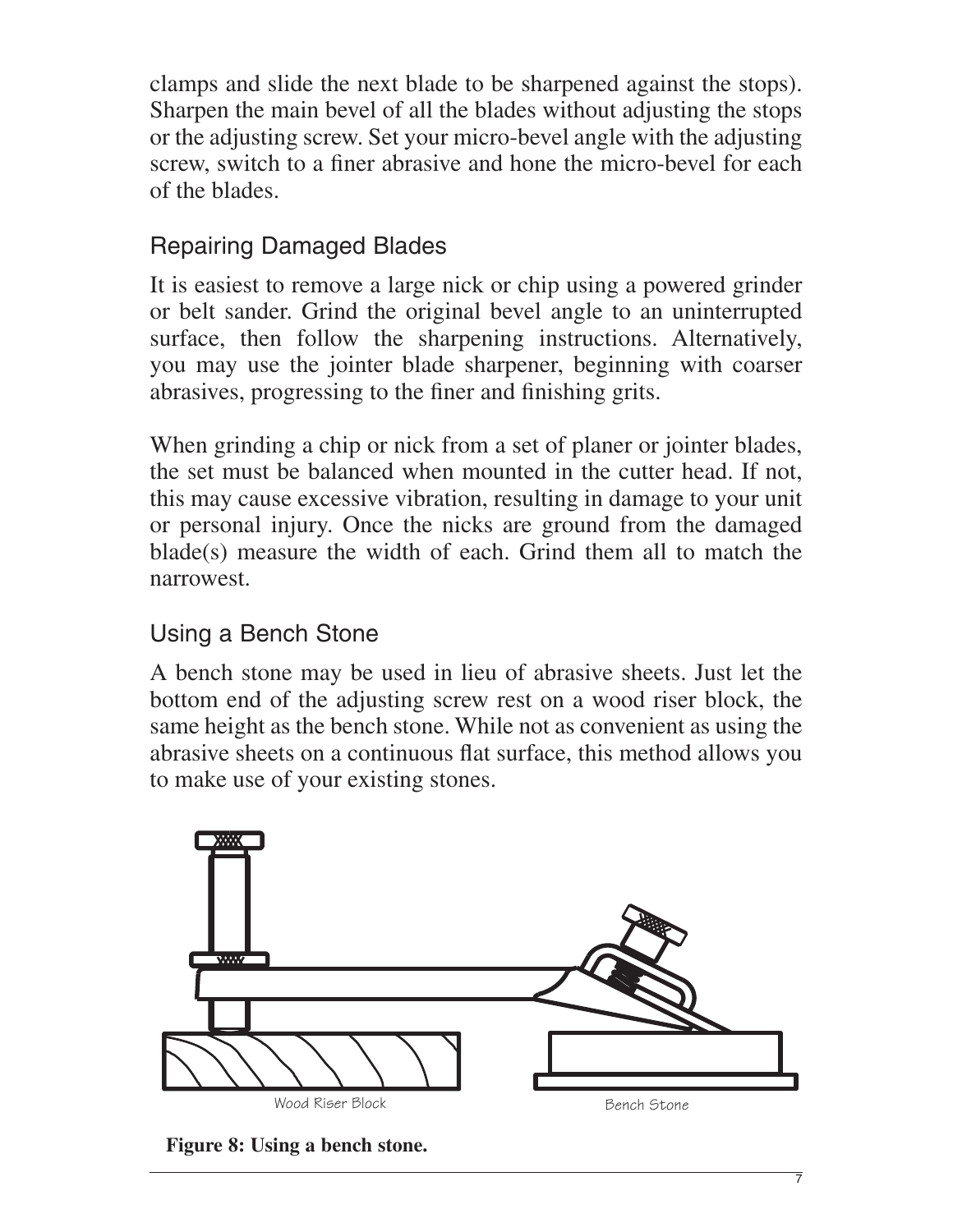clamps and slide the next blade to be sharpened against the stops). Sharpen the main bevel of all the blades without adjusting the stops or the adjusting screw. Set your micro-bevel angle with the adjusting screw, switch to a finer abrasive and hone the micro-bevel for each of the blades.

## Repairing Damaged Blades

It is easiest to remove a large nick or chip using a powered grinder or belt sander. Grind the original bevel angle to an uninterrupted surface, then follow the sharpening instructions. Alternatively, you may use the jointer blade sharpener, beginning with coarser abrasives, progressing to the finer and finishing grits.

When grinding a chip or nick from a set of planer or jointer blades, the set must be balanced when mounted in the cutter head. If not, this may cause excessive vibration, resulting in damage to your unit or personal injury. Once the nicks are ground from the damaged blade(s) measure the width of each. Grind them all to match the narrowest.

## Using a Bench Stone

A bench stone may be used in lieu of abrasive sheets. Just let the bottom end of the adjusting screw rest on a wood riser block, the same height as the bench stone. While not as convenient as using the abrasive sheets on a continuous flat surface, this method allows you to make use of your existing stones.

Wood Riser Block

Bench Stone

**Figure 8: Using a bench stone.**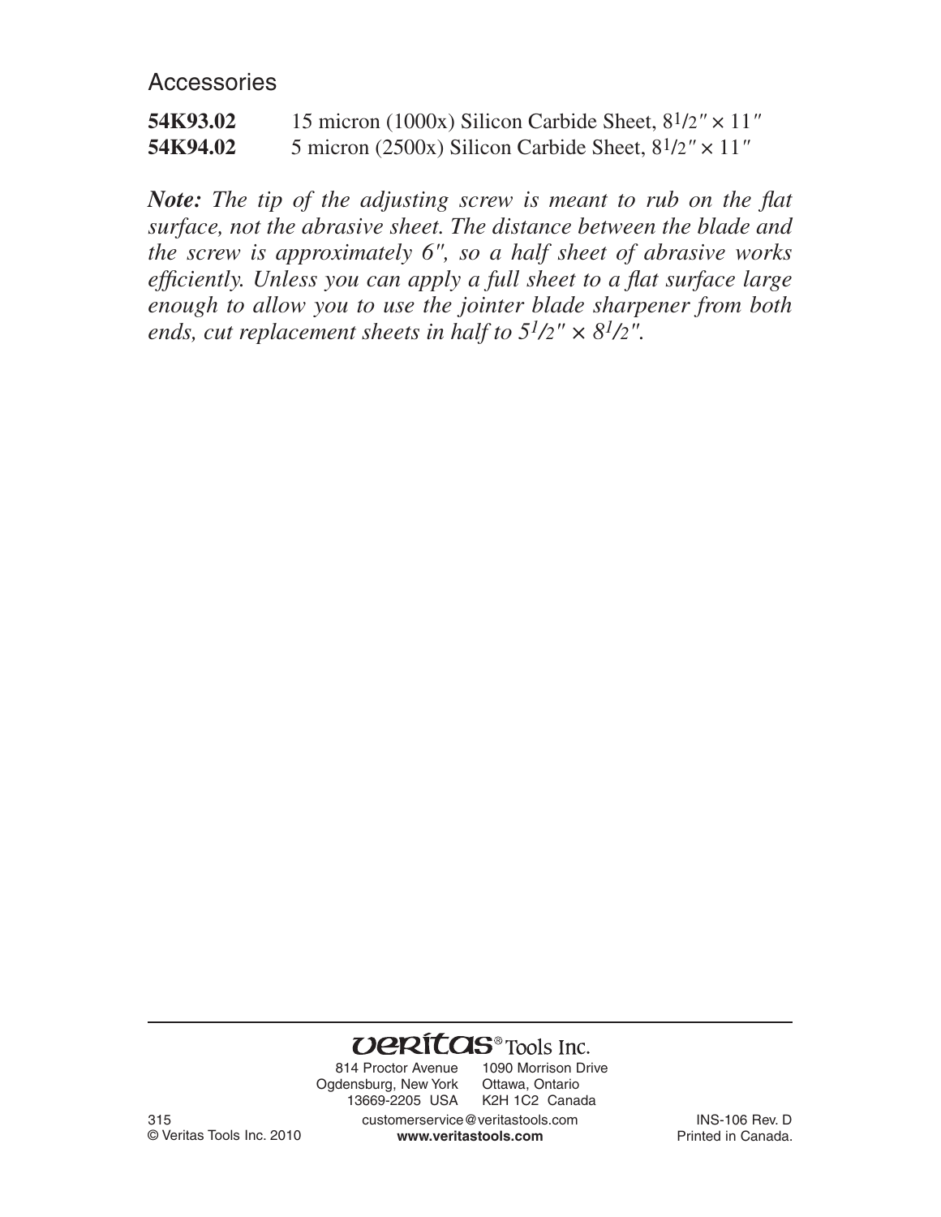## Accessories

| | |
|---|---|
| **54K93.02** | 15 micron (1000x) Silicon Carbide Sheet, 8 1/2″ × 11″ |
| **54K94.02** | 5 micron (2500x) Silicon Carbide Sheet, 8 1/2″ × 11″ |

***Note:*** *The tip of the adjusting screw is meant to rub on the flat surface, not the abrasive sheet. The distance between the blade and the screw is approximately 6", so a half sheet of abrasive works efficiently. Unless you can apply a full sheet to a flat surface large enough to allow you to use the jointer blade sharpener from both ends, cut replacement sheets in half to 5 1/2" × 8 1/2".*

veritas® Tools Inc.

814 Proctor Avenue
Ogdensburg, New York
13669-2205 USA

1090 Morrison Drive
Ottawa, Ontario
K2H 1C2 Canada

customerservice@veritastools.com
**www.veritastools.com**

315
© Veritas Tools Inc. 2010

INS-106 Rev. D
Printed in Canada.